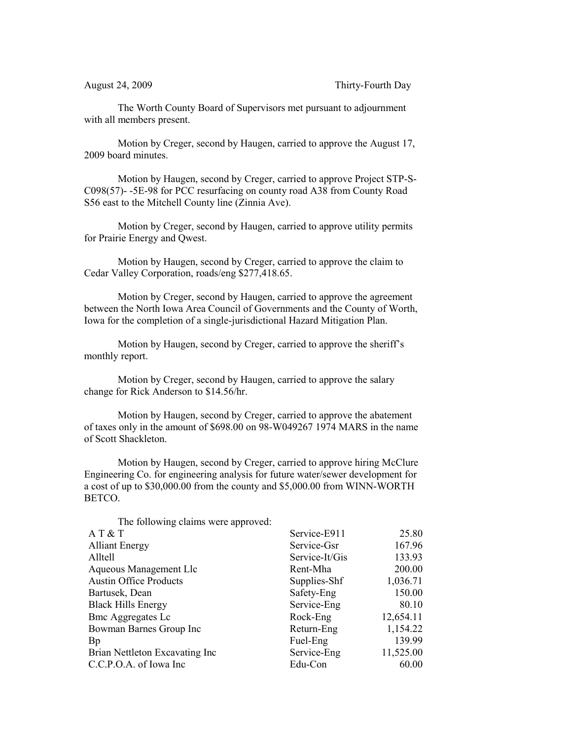August 24, 2009 Thirty-Fourth Day

The Worth County Board of Supervisors met pursuant to adjournment with all members present.

Motion by Creger, second by Haugen, carried to approve the August 17, 2009 board minutes.

Motion by Haugen, second by Creger, carried to approve Project STP-S-C098(57)- -5E-98 for PCC resurfacing on county road A38 from County Road S56 east to the Mitchell County line (Zinnia Ave).

Motion by Creger, second by Haugen, carried to approve utility permits for Prairie Energy and Qwest.

Motion by Haugen, second by Creger, carried to approve the claim to Cedar Valley Corporation, roads/eng $277,418.65.

Motion by Creger, second by Haugen, carried to approve the agreement between the North Iowa Area Council of Governments and the County of Worth, Iowa for the completion of a single-jurisdictional Hazard Mitigation Plan.

Motion by Haugen, second by Creger, carried to approve the sheriff's monthly report.

Motion by Creger, second by Haugen, carried to approve the salary change for Rick Anderson to $14.56/hr.

Motion by Haugen, second by Creger, carried to approve the abatement of taxes only in the amount of $698.00 on 98-W049267 1974 MARS in the name of Scott Shackleton.

Motion by Haugen, second by Creger, carried to approve hiring McClure Engineering Co. for engineering analysis for future water/sewer development for a cost of up to $30,000.00 from the county and $5,000.00 from WINN-WORTH BETCO.

The following claims were approved:

| | | |
|---|---|---|
| A T & T | Service-E911 | 25.80 |
| Alliant Energy | Service-Gsr | 167.96 |
| Alltell | Service-It/Gis | 133.93 |
| Aqueous Management Llc | Rent-Mha | 200.00 |
| Austin Office Products | Supplies-Shf | 1,036.71 |
| Bartusek, Dean | Safety-Eng | 150.00 |
| Black Hills Energy | Service-Eng | 80.10 |
| Bmc Aggregates Lc | Rock-Eng | 12,654.11 |
| Bowman Barnes Group Inc | Return-Eng | 1,154.22 |
| Bp | Fuel-Eng | 139.99 |
| Brian Nettleton Excavating Inc | Service-Eng | 11,525.00 |
| C.C.P.O.A. of Iowa Inc | Edu-Con | 60.00 |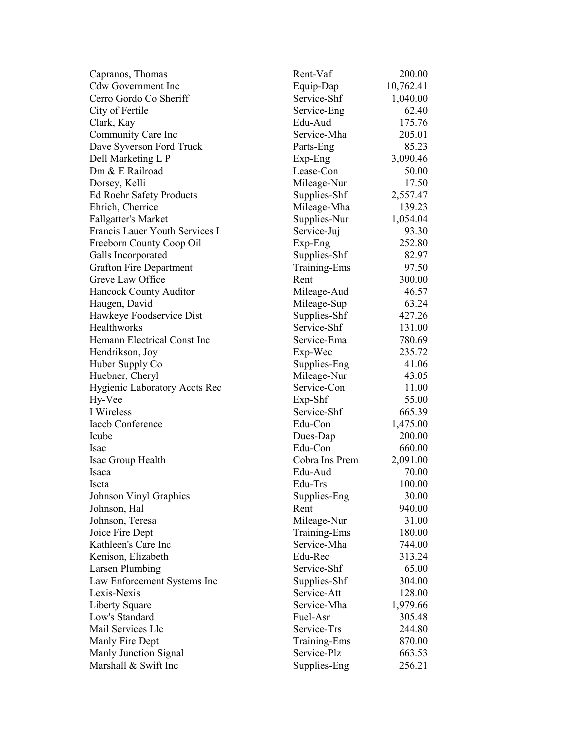| | | |
|---|---|---|
| Capranos, Thomas | Rent-Vaf | 200.00 |
| Cdw Government Inc | Equip-Dap | 10,762.41 |
| Cerro Gordo Co Sheriff | Service-Shf | 1,040.00 |
| City of Fertile | Service-Eng | 62.40 |
| Clark, Kay | Edu-Aud | 175.76 |
| Community Care Inc | Service-Mha | 205.01 |
| Dave Syverson Ford Truck | Parts-Eng | 85.23 |
| Dell Marketing L P | Exp-Eng | 3,090.46 |
| Dm & E Railroad | Lease-Con | 50.00 |
| Dorsey, Kelli | Mileage-Nur | 17.50 |
| Ed Roehr Safety Products | Supplies-Shf | 2,557.47 |
| Ehrich, Cherrice | Mileage-Mha | 139.23 |
| Fallgatter's Market | Supplies-Nur | 1,054.04 |
| Francis Lauer Youth Services I | Service-Juj | 93.30 |
| Freeborn County Coop Oil | Exp-Eng | 252.80 |
| Galls Incorporated | Supplies-Shf | 82.97 |
| Grafton Fire Department | Training-Ems | 97.50 |
| Greve Law Office | Rent | 300.00 |
| Hancock County Auditor | Mileage-Aud | 46.57 |
| Haugen, David | Mileage-Sup | 63.24 |
| Hawkeye Foodservice Dist | Supplies-Shf | 427.26 |
| Healthworks | Service-Shf | 131.00 |
| Hemann Electrical Const Inc | Service-Ema | 780.69 |
| Hendrikson, Joy | Exp-Wec | 235.72 |
| Huber Supply Co | Supplies-Eng | 41.06 |
| Huebner, Cheryl | Mileage-Nur | 43.05 |
| Hygienic Laboratory Accts Rec | Service-Con | 11.00 |
| Hy-Vee | Exp-Shf | 55.00 |
| I Wireless | Service-Shf | 665.39 |
| Iaccb Conference | Edu-Con | 1,475.00 |
| Icube | Dues-Dap | 200.00 |
| Isac | Edu-Con | 660.00 |
| Isac Group Health | Cobra Ins Prem | 2,091.00 |
| Isaca | Edu-Aud | 70.00 |
| Iscta | Edu-Trs | 100.00 |
| Johnson Vinyl Graphics | Supplies-Eng | 30.00 |
| Johnson, Hal | Rent | 940.00 |
| Johnson, Teresa | Mileage-Nur | 31.00 |
| Joice Fire Dept | Training-Ems | 180.00 |
| Kathleen's Care Inc | Service-Mha | 744.00 |
| Kenison, Elizabeth | Edu-Rec | 313.24 |
| Larsen Plumbing | Service-Shf | 65.00 |
| Law Enforcement Systems Inc | Supplies-Shf | 304.00 |
| Lexis-Nexis | Service-Att | 128.00 |
| Liberty Square | Service-Mha | 1,979.66 |
| Low's Standard | Fuel-Asr | 305.48 |
| Mail Services Llc | Service-Trs | 244.80 |
| Manly Fire Dept | Training-Ems | 870.00 |
| Manly Junction Signal | Service-Plz | 663.53 |
| Marshall & Swift Inc | Supplies-Eng | 256.21 |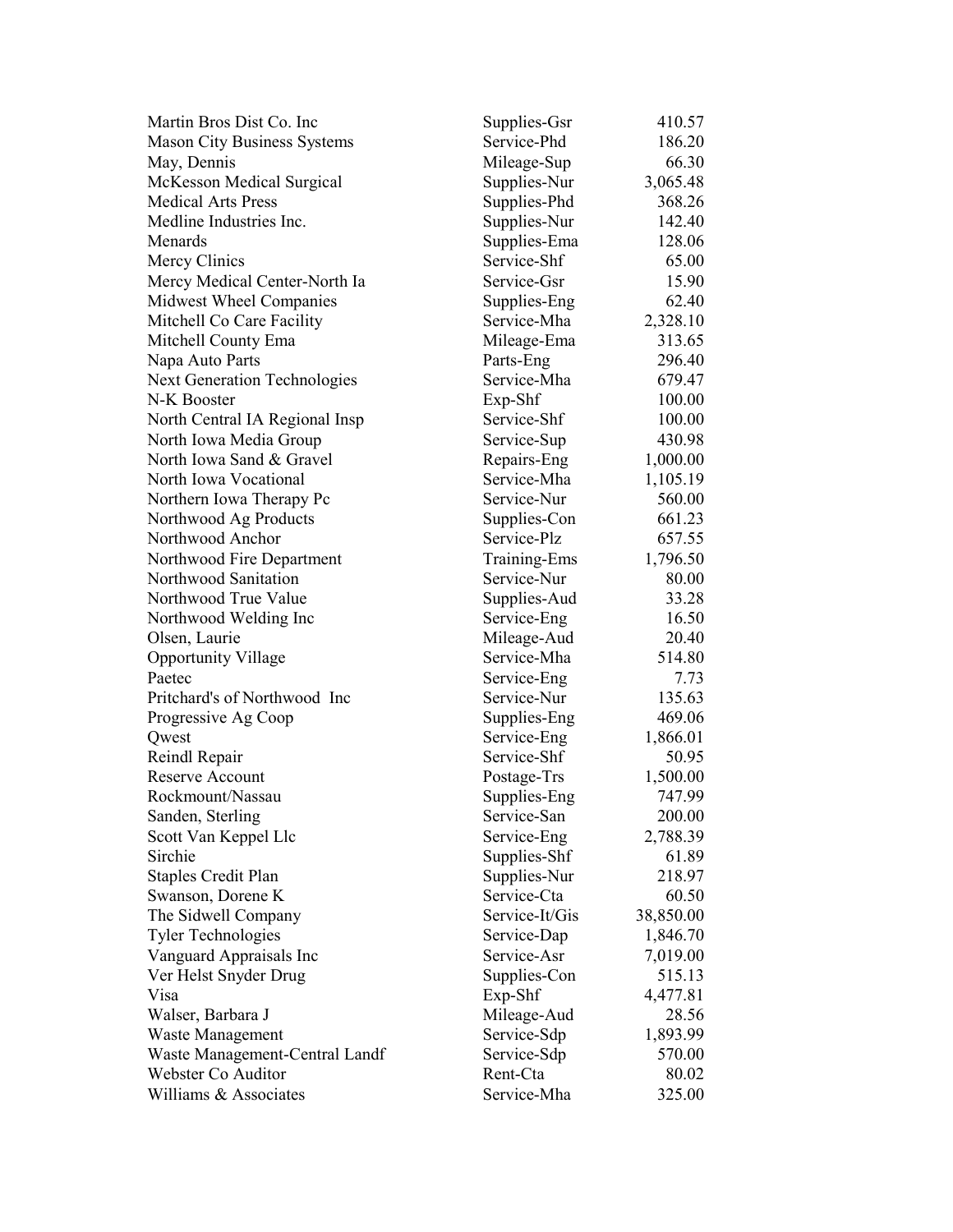| | | |
|---|---|---|
| Martin Bros Dist Co. Inc | Supplies-Gsr | 410.57 |
| Mason City Business Systems | Service-Phd | 186.20 |
| May, Dennis | Mileage-Sup | 66.30 |
| McKesson Medical Surgical | Supplies-Nur | 3,065.48 |
| Medical Arts Press | Supplies-Phd | 368.26 |
| Medline Industries Inc. | Supplies-Nur | 142.40 |
| Menards | Supplies-Ema | 128.06 |
| Mercy Clinics | Service-Shf | 65.00 |
| Mercy Medical Center-North Ia | Service-Gsr | 15.90 |
| Midwest Wheel Companies | Supplies-Eng | 62.40 |
| Mitchell Co Care Facility | Service-Mha | 2,328.10 |
| Mitchell County Ema | Mileage-Ema | 313.65 |
| Napa Auto Parts | Parts-Eng | 296.40 |
| Next Generation Technologies | Service-Mha | 679.47 |
| N-K Booster | Exp-Shf | 100.00 |
| North Central IA Regional Insp | Service-Shf | 100.00 |
| North Iowa Media Group | Service-Sup | 430.98 |
| North Iowa Sand & Gravel | Repairs-Eng | 1,000.00 |
| North Iowa Vocational | Service-Mha | 1,105.19 |
| Northern Iowa Therapy Pc | Service-Nur | 560.00 |
| Northwood Ag Products | Supplies-Con | 661.23 |
| Northwood Anchor | Service-Plz | 657.55 |
| Northwood Fire Department | Training-Ems | 1,796.50 |
| Northwood Sanitation | Service-Nur | 80.00 |
| Northwood True Value | Supplies-Aud | 33.28 |
| Northwood Welding Inc | Service-Eng | 16.50 |
| Olsen, Laurie | Mileage-Aud | 20.40 |
| Opportunity Village | Service-Mha | 514.80 |
| Paetec | Service-Eng | 7.73 |
| Pritchard's of Northwood Inc | Service-Nur | 135.63 |
| Progressive Ag Coop | Supplies-Eng | 469.06 |
| Qwest | Service-Eng | 1,866.01 |
| Reindl Repair | Service-Shf | 50.95 |
| Reserve Account | Postage-Trs | 1,500.00 |
| Rockmount/Nassau | Supplies-Eng | 747.99 |
| Sanden, Sterling | Service-San | 200.00 |
| Scott Van Keppel Llc | Service-Eng | 2,788.39 |
| Sirchie | Supplies-Shf | 61.89 |
| Staples Credit Plan | Supplies-Nur | 218.97 |
| Swanson, Dorene K | Service-Cta | 60.50 |
| The Sidwell Company | Service-It/Gis | 38,850.00 |
| Tyler Technologies | Service-Dap | 1,846.70 |
| Vanguard Appraisals Inc | Service-Asr | 7,019.00 |
| Ver Helst Snyder Drug | Supplies-Con | 515.13 |
| Visa | Exp-Shf | 4,477.81 |
| Walser, Barbara J | Mileage-Aud | 28.56 |
| Waste Management | Service-Sdp | 1,893.99 |
| Waste Management-Central Landf | Service-Sdp | 570.00 |
| Webster Co Auditor | Rent-Cta | 80.02 |
| Williams & Associates | Service-Mha | 325.00 |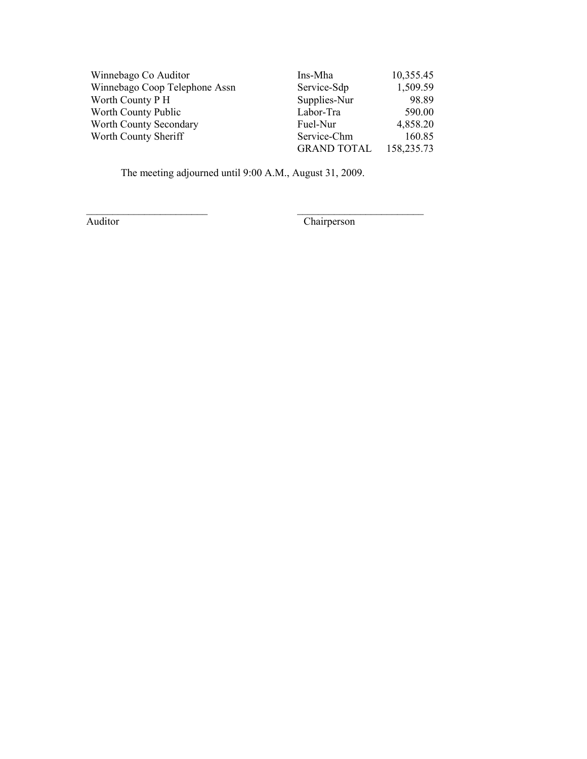| | | |
|---|---|---|
| Winnebago Co Auditor | Ins-Mha | 10,355.45 |
| Winnebago Coop Telephone Assn | Service-Sdp | 1,509.59 |
| Worth County P H | Supplies-Nur | 98.89 |
| Worth County Public | Labor-Tra | 590.00 |
| Worth County Secondary | Fuel-Nur | 4,858.20 |
| Worth County Sheriff | Service-Chm | 160.85 |
| | GRAND TOTAL | 158,235.73 |

The meeting adjourned until 9:00 A.M., August 31, 2009.

\_\_\_\_\_\_\_\_\_\_\_\_\_\_\_\_\_\_\_\_\_\_\_\_ \_\_\_\_\_\_\_\_\_\_\_\_\_\_\_\_\_\_\_\_\_\_\_\_\_

Auditor Chairperson